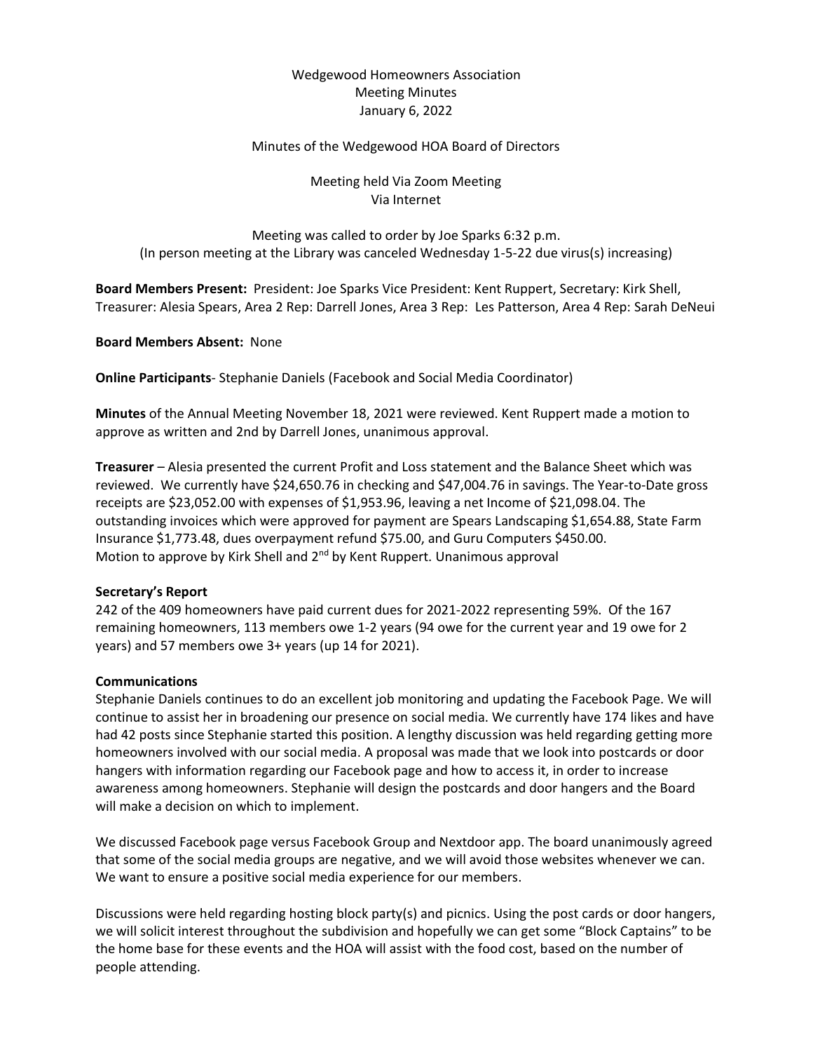Wedgewood Homeowners Association
Meeting Minutes
January 6, 2022

Minutes of the Wedgewood HOA Board of Directors

Meeting held Via Zoom Meeting
Via Internet

Meeting was called to order by Joe Sparks 6:32 p.m.
(In person meeting at the Library was canceled Wednesday 1-5-22 due virus(s) increasing)

**Board Members Present:** President: Joe Sparks Vice President: Kent Ruppert, Secretary: Kirk Shell, Treasurer: Alesia Spears, Area 2 Rep: Darrell Jones, Area 3 Rep: Les Patterson, Area 4 Rep: Sarah DeNeui

**Board Members Absent:** None

**Online Participants**- Stephanie Daniels (Facebook and Social Media Coordinator)

**Minutes** of the Annual Meeting November 18, 2021 were reviewed. Kent Ruppert made a motion to approve as written and 2nd by Darrell Jones, unanimous approval.

**Treasurer** – Alesia presented the current Profit and Loss statement and the Balance Sheet which was reviewed. We currently have $24,650.76 in checking and $47,004.76 in savings. The Year-to-Date gross receipts are $23,052.00 with expenses of $1,953.96, leaving a net Income of $21,098.04. The outstanding invoices which were approved for payment are Spears Landscaping $1,654.88, State Farm Insurance $1,773.48, dues overpayment refund $75.00, and Guru Computers $450.00.
Motion to approve by Kirk Shell and 2nd by Kent Ruppert. Unanimous approval

**Secretary's Report**

242 of the 409 homeowners have paid current dues for 2021-2022 representing 59%. Of the 167 remaining homeowners, 113 members owe 1-2 years (94 owe for the current year and 19 owe for 2 years) and 57 members owe 3+ years (up 14 for 2021).

**Communications**

Stephanie Daniels continues to do an excellent job monitoring and updating the Facebook Page. We will continue to assist her in broadening our presence on social media. We currently have 174 likes and have had 42 posts since Stephanie started this position. A lengthy discussion was held regarding getting more homeowners involved with our social media. A proposal was made that we look into postcards or door hangers with information regarding our Facebook page and how to access it, in order to increase awareness among homeowners. Stephanie will design the postcards and door hangers and the Board will make a decision on which to implement.

We discussed Facebook page versus Facebook Group and Nextdoor app. The board unanimously agreed that some of the social media groups are negative, and we will avoid those websites whenever we can. We want to ensure a positive social media experience for our members.

Discussions were held regarding hosting block party(s) and picnics. Using the post cards or door hangers, we will solicit interest throughout the subdivision and hopefully we can get some "Block Captains" to be the home base for these events and the HOA will assist with the food cost, based on the number of people attending.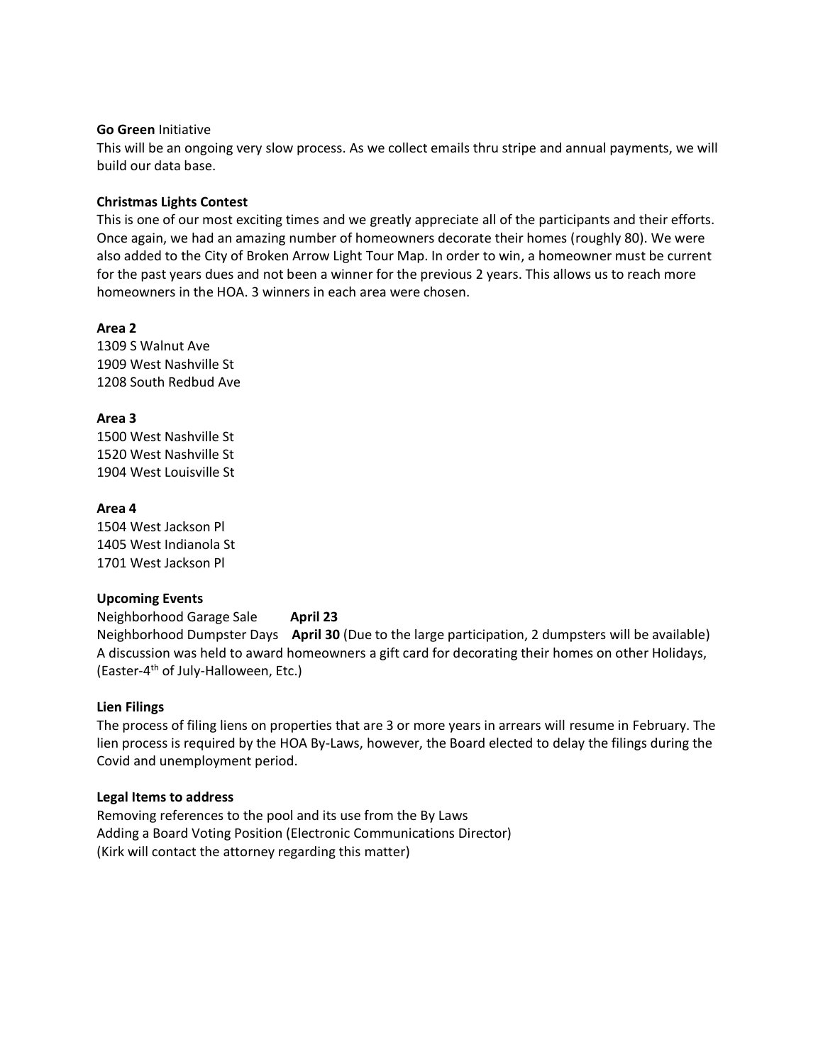**Go Green** Initiative

This will be an ongoing very slow process. As we collect emails thru stripe and annual payments, we will build our data base.

**Christmas Lights Contest**

This is one of our most exciting times and we greatly appreciate all of the participants and their efforts. Once again, we had an amazing number of homeowners decorate their homes (roughly 80). We were also added to the City of Broken Arrow Light Tour Map. In order to win, a homeowner must be current for the past years dues and not been a winner for the previous 2 years. This allows us to reach more homeowners in the HOA. 3 winners in each area were chosen.

**Area 2**

1309 S Walnut Ave
1909 West Nashville St
1208 South Redbud Ave

**Area 3**

1500 West Nashville St
1520 West Nashville St
1904 West Louisville St

**Area 4**

1504 West Jackson Pl
1405 West Indianola St
1701 West Jackson Pl

**Upcoming Events**

Neighborhood Garage Sale **April 23**
Neighborhood Dumpster Days **April 30** (Due to the large participation, 2 dumpsters will be available)
A discussion was held to award homeowners a gift card for decorating their homes on other Holidays, (Easter-4th of July-Halloween, Etc.)

**Lien Filings**

The process of filing liens on properties that are 3 or more years in arrears will resume in February. The lien process is required by the HOA By-Laws, however, the Board elected to delay the filings during the Covid and unemployment period.

**Legal Items to address**

Removing references to the pool and its use from the By Laws
Adding a Board Voting Position (Electronic Communications Director)
(Kirk will contact the attorney regarding this matter)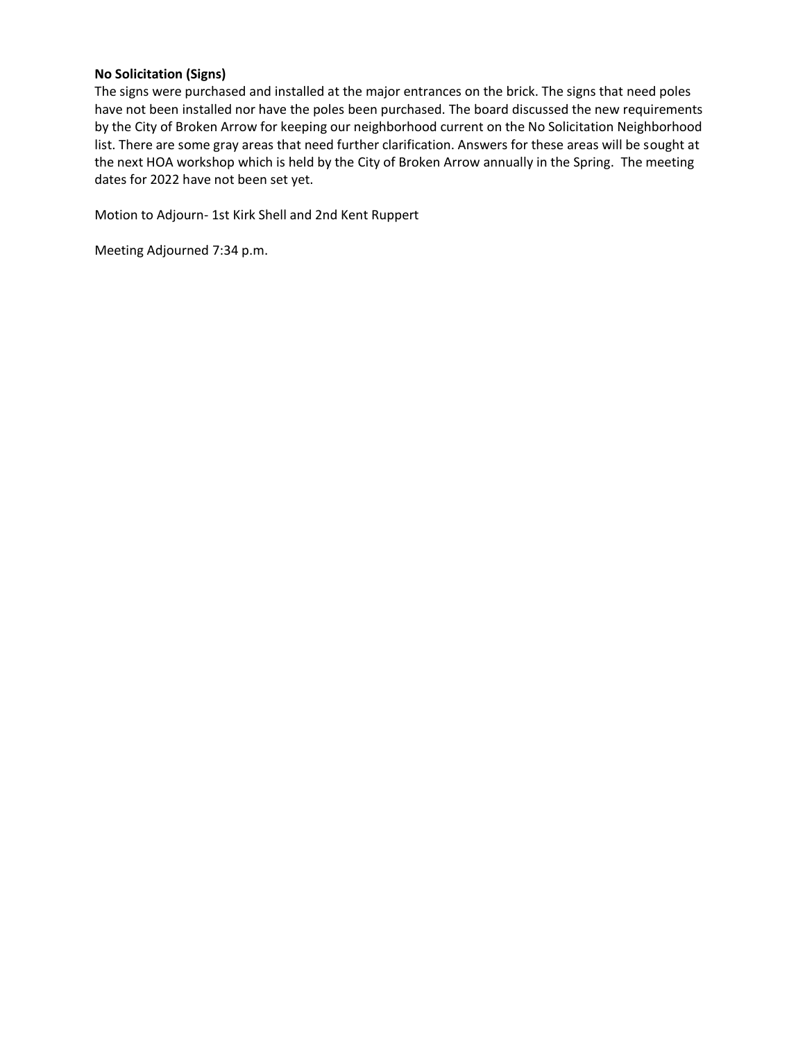**No Solicitation (Signs)**

The signs were purchased and installed at the major entrances on the brick. The signs that need poles have not been installed nor have the poles been purchased. The board discussed the new requirements by the City of Broken Arrow for keeping our neighborhood current on the No Solicitation Neighborhood list. There are some gray areas that need further clarification. Answers for these areas will be sought at the next HOA workshop which is held by the City of Broken Arrow annually in the Spring. The meeting dates for 2022 have not been set yet.

Motion to Adjourn- 1st Kirk Shell and 2nd Kent Ruppert

Meeting Adjourned 7:34 p.m.